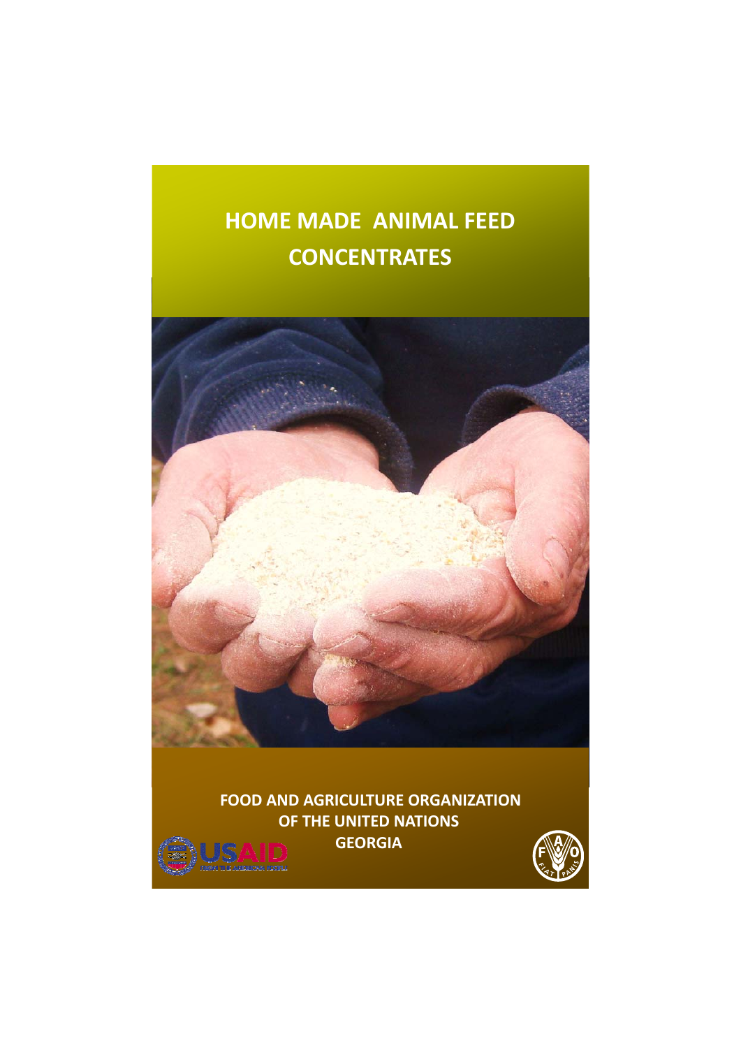# HOME MADE ANIMAL FEED CONCENTRATES

FOOD AND AGRICULTURE ORGANIZATION
OF THE UNITED NATIONS
GEORGIA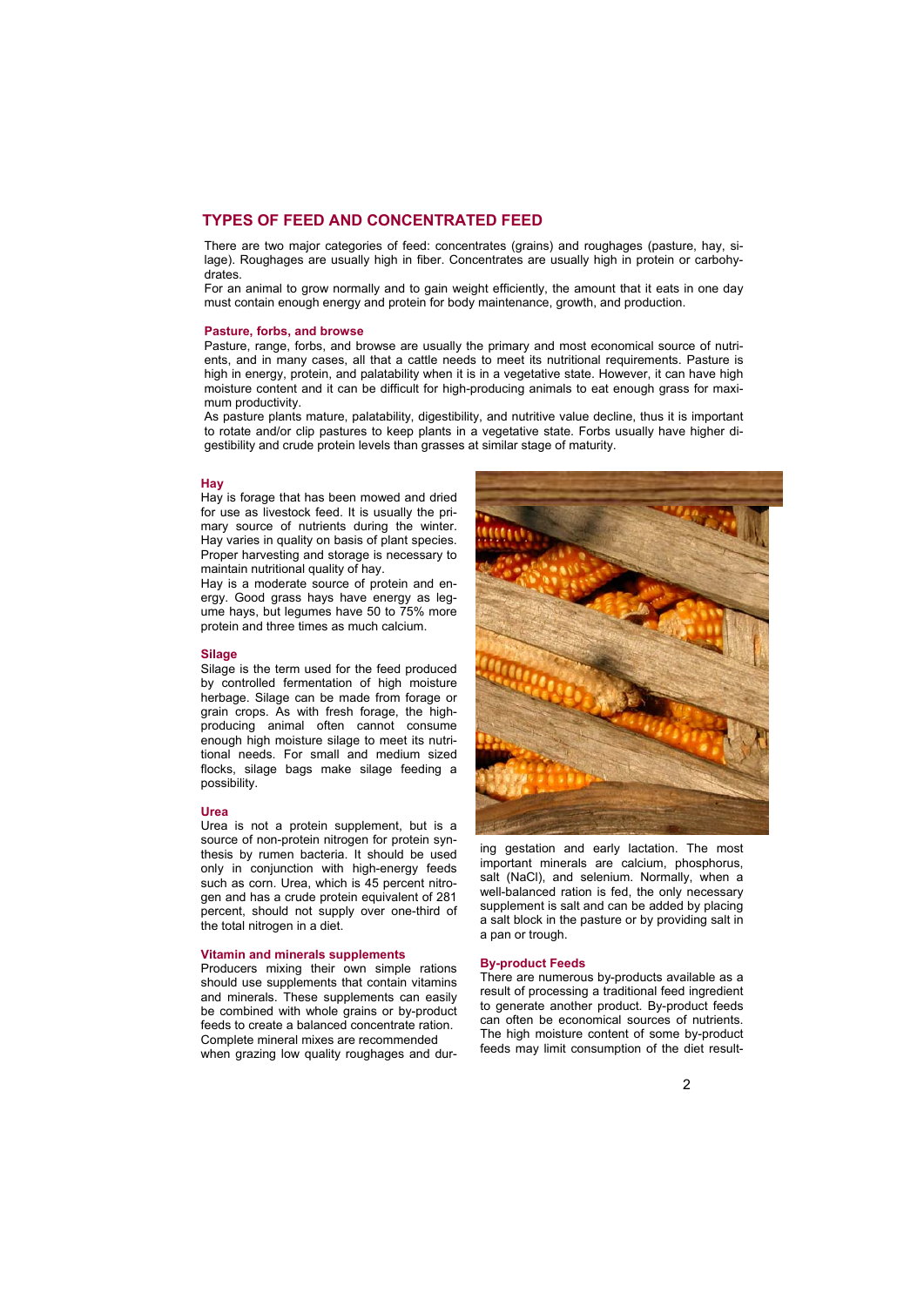## TYPES OF FEED AND CONCENTRATED FEED

There are two major categories of feed: concentrates (grains) and roughages (pasture, hay, silage). Roughages are usually high in fiber. Concentrates are usually high in protein or carbohydrates.

For an animal to grow normally and to gain weight efficiently, the amount that it eats in one day must contain enough energy and protein for body maintenance, growth, and production.

### Pasture, forbs, and browse

Pasture, range, forbs, and browse are usually the primary and most economical source of nutrients, and in many cases, all that a cattle needs to meet its nutritional requirements. Pasture is high in energy, protein, and palatability when it is in a vegetative state. However, it can have high moisture content and it can be difficult for high-producing animals to eat enough grass for maximum productivity.

As pasture plants mature, palatability, digestibility, and nutritive value decline, thus it is important to rotate and/or clip pastures to keep plants in a vegetative state. Forbs usually have higher digestibility and crude protein levels than grasses at similar stage of maturity.

### Hay

Hay is forage that has been mowed and dried for use as livestock feed. It is usually the primary source of nutrients during the winter. Hay varies in quality on basis of plant species. Proper harvesting and storage is necessary to maintain nutritional quality of hay.

Hay is a moderate source of protein and energy. Good grass hays have energy as legume hays, but legumes have 50 to 75% more protein and three times as much calcium.

### Silage

Silage is the term used for the feed produced by controlled fermentation of high moisture herbage. Silage can be made from forage or grain crops. As with fresh forage, the high-producing animal often cannot consume enough high moisture silage to meet its nutritional needs. For small and medium sized flocks, silage bags make silage feeding a possibility.

### Urea

Urea is not a protein supplement, but is a source of non-protein nitrogen for protein synthesis by rumen bacteria. It should be used only in conjunction with high-energy feeds such as corn. Urea, which is 45 percent nitrogen and has a crude protein equivalent of 281 percent, should not supply over one-third of the total nitrogen in a diet.

### Vitamin and minerals supplements

Producers mixing their own simple rations should use supplements that contain vitamins and minerals. These supplements can easily be combined with whole grains or by-product feeds to create a balanced concentrate ration. Complete mineral mixes are recommended when grazing low quality roughages and during gestation and early lactation. The most important minerals are calcium, phosphorus, salt (NaCl), and selenium. Normally, when a well-balanced ration is fed, the only necessary supplement is salt and can be added by placing a salt block in the pasture or by providing salt in a pan or trough.

### By-product Feeds

There are numerous by-products available as a result of processing a traditional feed ingredient to generate another product. By-product feeds can often be economical sources of nutrients. The high moisture content of some by-product feeds may limit consumption of the diet result-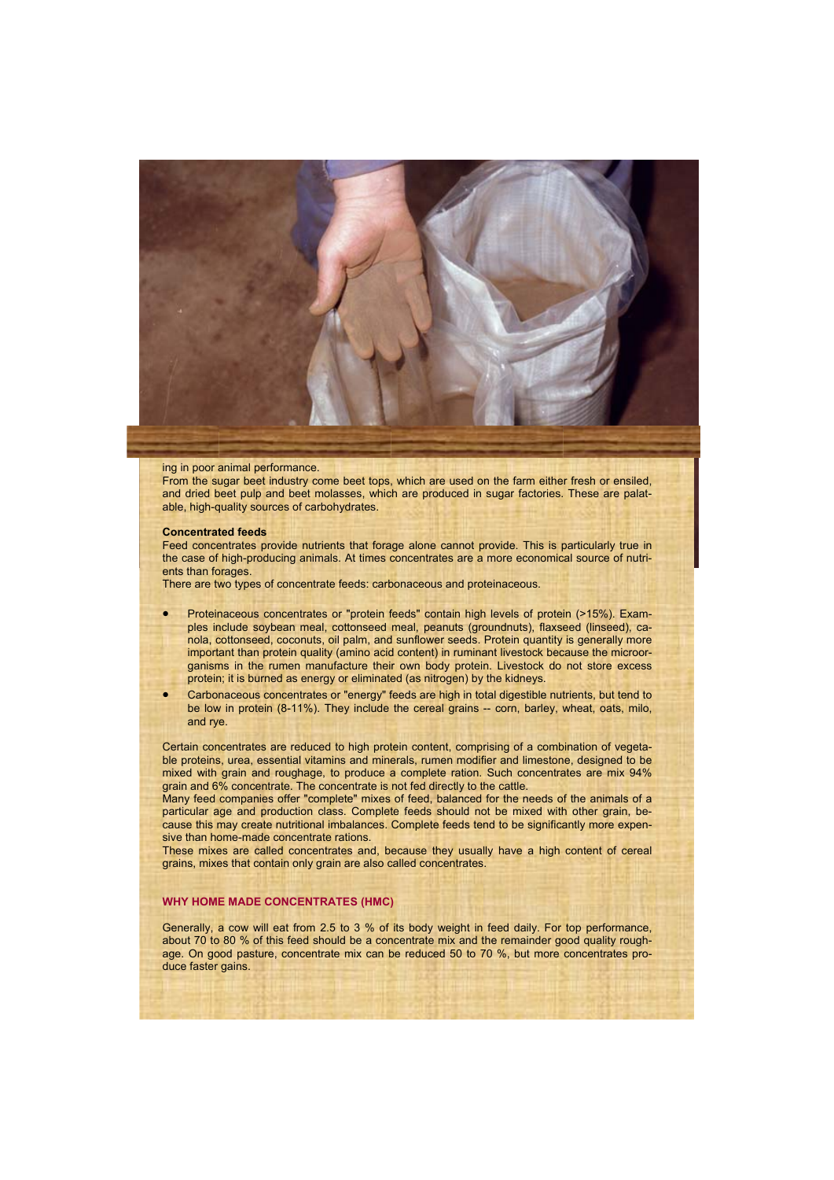ing in poor animal performance.

From the sugar beet industry come beet tops, which are used on the farm either fresh or ensiled, and dried beet pulp and beet molasses, which are produced in sugar factories. These are palatable, high-quality sources of carbohydrates.

**Concentrated feeds**

Feed concentrates provide nutrients that forage alone cannot provide. This is particularly true in the case of high-producing animals. At times concentrates are a more economical source of nutrients than forages.

There are two types of concentrate feeds: carbonaceous and proteinaceous.

- Proteinaceous concentrates or "protein feeds" contain high levels of protein (>15%). Examples include soybean meal, cottonseed meal, peanuts (groundnuts), flaxseed (linseed), canola, cottonseed, coconuts, oil palm, and sunflower seeds. Protein quantity is generally more important than protein quality (amino acid content) in ruminant livestock because the microorganisms in the rumen manufacture their own body protein. Livestock do not store excess protein; it is burned as energy or eliminated (as nitrogen) by the kidneys.
- Carbonaceous concentrates or "energy" feeds are high in total digestible nutrients, but tend to be low in protein (8-11%). They include the cereal grains -- corn, barley, wheat, oats, milo, and rye.

Certain concentrates are reduced to high protein content, comprising of a combination of vegetable proteins, urea, essential vitamins and minerals, rumen modifier and limestone, designed to be mixed with grain and roughage, to produce a complete ration. Such concentrates are mix 94% grain and 6% concentrate. The concentrate is not fed directly to the cattle.

Many feed companies offer "complete" mixes of feed, balanced for the needs of the animals of a particular age and production class. Complete feeds should not be mixed with other grain, because this may create nutritional imbalances. Complete feeds tend to be significantly more expensive than home-made concentrate rations.

These mixes are called concentrates and, because they usually have a high content of cereal grains, mixes that contain only grain are also called concentrates.

## WHY HOME MADE CONCENTRATES (HMC)

Generally, a cow will eat from 2.5 to 3 % of its body weight in feed daily. For top performance, about 70 to 80 % of this feed should be a concentrate mix and the remainder good quality roughage. On good pasture, concentrate mix can be reduced 50 to 70 %, but more concentrates produce faster gains.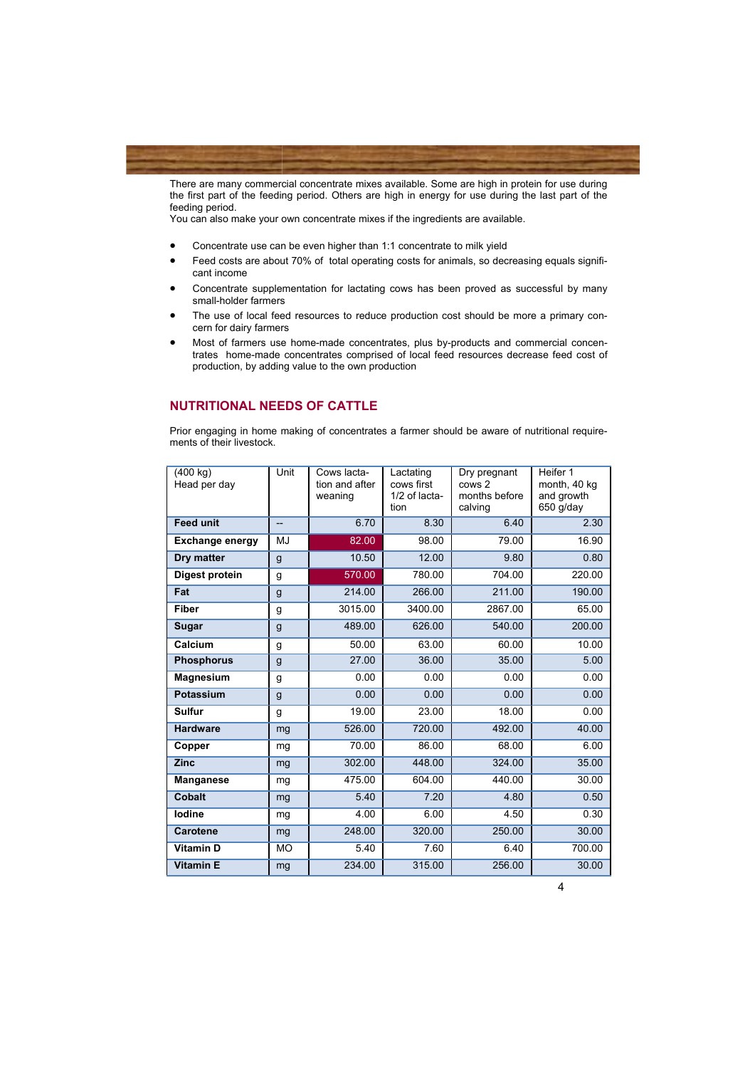There are many commercial concentrate mixes available. Some are high in protein for use during the first part of the feeding period. Others are high in energy for use during the last part of the feeding period.
You can also make your own concentrate mixes if the ingredients are available.

- Concentrate use can be even higher than 1:1 concentrate to milk yield
- Feed costs are about 70% of total operating costs for animals, so decreasing equals significant income
- Concentrate supplementation for lactating cows has been proved as successful by many small-holder farmers
- The use of local feed resources to reduce production cost should be more a primary concern for dairy farmers
- Most of farmers use home-made concentrates, plus by-products and commercial concentrates home-made concentrates comprised of local feed resources decrease feed cost of production, by adding value to the own production

## NUTRITIONAL NEEDS OF CATTLE

Prior engaging in home making of concentrates a farmer should be aware of nutritional requirements of their livestock.

| (400 kg) Head per day | Unit | Cows lactation and after weaning | Lactating cows first 1/2 of lactation | Dry pregnant cows 2 months before calving | Heifer 1 month, 40 kg and growth 650 g/day |
|---|---|---|---|---|---|
| **Feed unit** | -- | 6.70 | 8.30 | 6.40 | 2.30 |
| **Exchange energy** | MJ | 82.00 | 98.00 | 79.00 | 16.90 |
| **Dry matter** | g | 10.50 | 12.00 | 9.80 | 0.80 |
| **Digest protein** | g | 570.00 | 780.00 | 704.00 | 220.00 |
| **Fat** | g | 214.00 | 266.00 | 211.00 | 190.00 |
| **Fiber** | g | 3015.00 | 3400.00 | 2867.00 | 65.00 |
| **Sugar** | g | 489.00 | 626.00 | 540.00 | 200.00 |
| **Calcium** | g | 50.00 | 63.00 | 60.00 | 10.00 |
| **Phosphorus** | g | 27.00 | 36.00 | 35.00 | 5.00 |
| **Magnesium** | g | 0.00 | 0.00 | 0.00 | 0.00 |
| **Potassium** | g | 0.00 | 0.00 | 0.00 | 0.00 |
| **Sulfur** | g | 19.00 | 23.00 | 18.00 | 0.00 |
| **Hardware** | mg | 526.00 | 720.00 | 492.00 | 40.00 |
| **Copper** | mg | 70.00 | 86.00 | 68.00 | 6.00 |
| **Zinc** | mg | 302.00 | 448.00 | 324.00 | 35.00 |
| **Manganese** | mg | 475.00 | 604.00 | 440.00 | 30.00 |
| **Cobalt** | mg | 5.40 | 7.20 | 4.80 | 0.50 |
| **Iodine** | mg | 4.00 | 6.00 | 4.50 | 0.30 |
| **Carotene** | mg | 248.00 | 320.00 | 250.00 | 30.00 |
| **Vitamin D** | MO | 5.40 | 7.60 | 6.40 | 700.00 |
| **Vitamin E** | mg | 234.00 | 315.00 | 256.00 | 30.00 |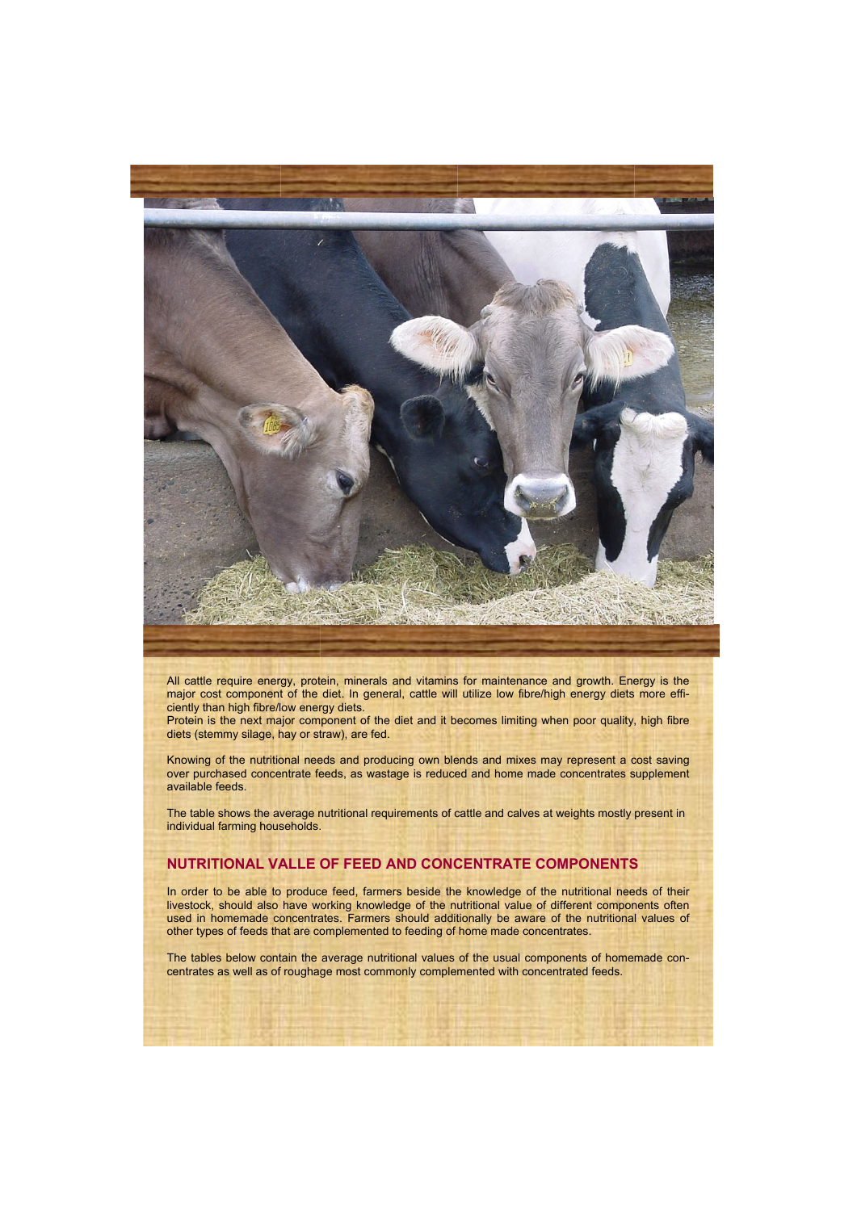All cattle require energy, protein, minerals and vitamins for maintenance and growth. Energy is the major cost component of the diet. In general, cattle will utilize low fibre/high energy diets more efficiently than high fibre/low energy diets.
Protein is the next major component of the diet and it becomes limiting when poor quality, high fibre diets (stemmy silage, hay or straw), are fed.

Knowing of the nutritional needs and producing own blends and mixes may represent a cost saving over purchased concentrate feeds, as wastage is reduced and home made concentrates supplement available feeds.

The table shows the average nutritional requirements of cattle and calves at weights mostly present in individual farming households.

## NUTRITIONAL VALLE OF FEED AND CONCENTRATE COMPONENTS

In order to be able to produce feed, farmers beside the knowledge of the nutritional needs of their livestock, should also have working knowledge of the nutritional value of different components often used in homemade concentrates. Farmers should additionally be aware of the nutritional values of other types of feeds that are complemented to feeding of home made concentrates.

The tables below contain the average nutritional values of the usual components of homemade concentrates as well as of roughage most commonly complemented with concentrated feeds.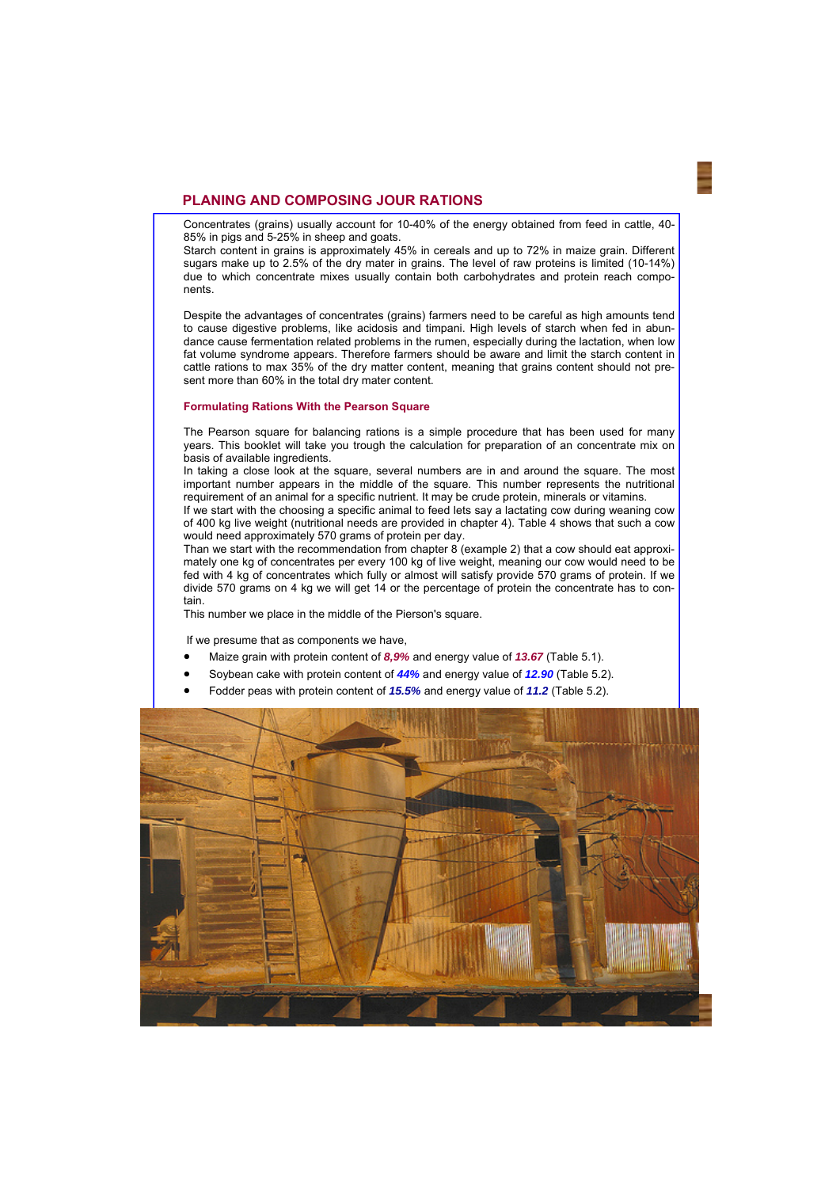## PLANING AND COMPOSING JOUR RATIONS

Concentrates (grains) usually account for 10-40% of the energy obtained from feed in cattle, 40-85% in pigs and 5-25% in sheep and goats.
Starch content in grains is approximately 45% in cereals and up to 72% in maize grain. Different sugars make up to 2.5% of the dry mater in grains. The level of raw proteins is limited (10-14%) due to which concentrate mixes usually contain both carbohydrates and protein reach components.

Despite the advantages of concentrates (grains) farmers need to be careful as high amounts tend to cause digestive problems, like acidosis and timpani. High levels of starch when fed in abundance cause fermentation related problems in the rumen, especially during the lactation, when low fat volume syndrome appears. Therefore farmers should be aware and limit the starch content in cattle rations to max 35% of the dry matter content, meaning that grains content should not present more than 60% in the total dry mater content.

### Formulating Rations With the Pearson Square

The Pearson square for balancing rations is a simple procedure that has been used for many years. This booklet will take you trough the calculation for preparation of an concentrate mix on basis of available ingredients.
In taking a close look at the square, several numbers are in and around the square. The most important number appears in the middle of the square. This number represents the nutritional requirement of an animal for a specific nutrient. It may be crude protein, minerals or vitamins.
If we start with the choosing a specific animal to feed lets say a lactating cow during weaning cow of 400 kg live weight (nutritional needs are provided in chapter 4). Table 4 shows that such a cow would need approximately 570 grams of protein per day.
Than we start with the recommendation from chapter 8 (example 2) that a cow should eat approximately one kg of concentrates per every 100 kg of live weight, meaning our cow would need to be fed with 4 kg of concentrates which fully or almost will satisfy provide 570 grams of protein. If we divide 570 grams on 4 kg we will get 14 or the percentage of protein the concentrate has to contain.
This number we place in the middle of the Pierson's square.

If we presume that as components we have,

- Maize grain with protein content of ***8,9%*** and energy value of ***13.67*** (Table 5.1).
- Soybean cake with protein content of ***44%*** and energy value of ***12.90*** (Table 5.2).
- Fodder peas with protein content of ***15.5%*** and energy value of ***11.2*** (Table 5.2).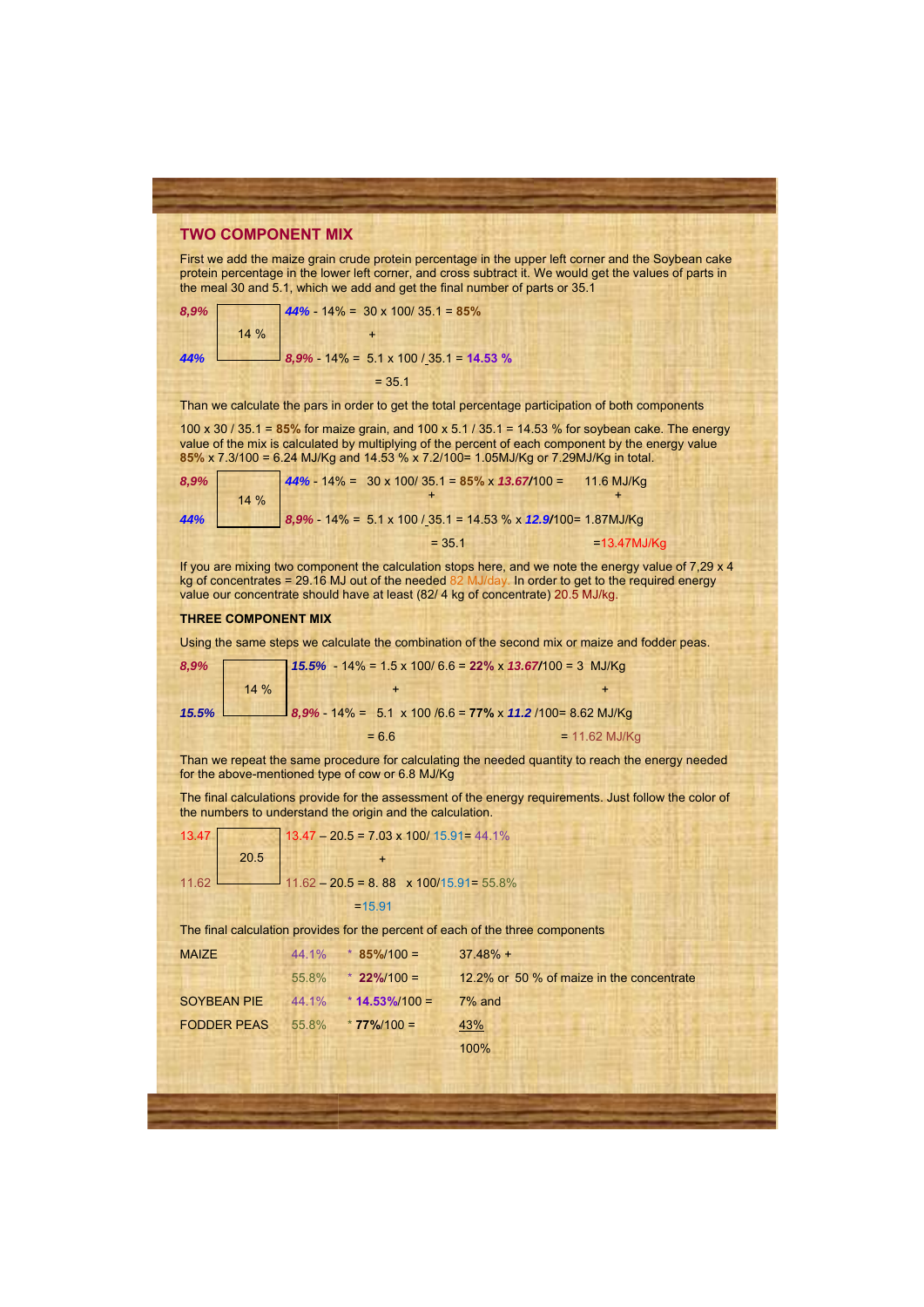## TWO COMPONENT MIX

First we add the maize grain crude protein percentage in the upper left corner and the Soybean cake protein percentage in the lower left corner, and cross subtract it. We would get the values of parts in the meal 30 and 5.1, which we add and get the final number of parts or 35.1

| | | |
|---|---|---|
| *8,9%* | 14 % | *44%* - 14% = 30 x 100/ 35.1 = **85%** |
| | | + |
| *44%* | | *8,9%* - 14% = 5.1 x 100 / 35.1 = **14.53 %** |
| | | = 35.1 |

Than we calculate the pars in order to get the total percentage participation of both components

100 x 30 / 35.1 = **85%** for maize grain, and 100 x 5.1 / 35.1 = 14.53 % for soybean cake. The energy value of the mix is calculated by multiplying of the percent of each component by the energy value **85%** x 7.3/100 = 6.24 MJ/Kg and 14.53 % x 7.2/100= 1.05MJ/Kg or 7.29MJ/Kg in total.

| | | | |
|---|---|---|---|
| *8,9%* | 14 % | *44%* - 14% = 30 x 100/ 35.1 = **85%** x ***13.67***/100 = | 11.6 MJ/Kg |
| | | + | + |
| *44%* | | *8,9%* - 14% = 5.1 x 100 / 35.1 = 14.53 % x ***12.9***/100= | 1.87MJ/Kg |
| | | = 35.1 | =13.47MJ/Kg |

If you are mixing two component the calculation stops here, and we note the energy value of 7,29 x 4 kg of concentrates = 29.16 MJ out of the needed 82 MJ/day. In order to get to the required energy value our concentrate should have at least (82/ 4 kg of concentrate) 20.5 MJ/kg.

### THREE COMPONENT MIX

Using the same steps we calculate the combination of the second mix or maize and fodder peas.

| | | | |
|---|---|---|---|
| *8,9%* | 14 % | *15.5%* - 14% = 1.5 x 100/ 6.6 = **22%** x ***13.67***/100 = | 3 MJ/Kg |
| | | + | + |
| *15.5%* | | *8,9%* - 14% = 5.1 x 100 /6.6 = **77%** x ***11.2*** /100= | 8.62 MJ/Kg |
| | | = 6.6 | = 11.62 MJ/Kg |

Than we repeat the same procedure for calculating the needed quantity to reach the energy needed for the above-mentioned type of cow or 6.8 MJ/Kg

The final calculations provide for the assessment of the energy requirements. Just follow the color of the numbers to understand the origin and the calculation.

| | | |
|---|---|---|
| 13.47 | 20.5 | 13.47 – 20.5 = 7.03 x 100/ 15.91= 44.1% |
| | | + |
| 11.62 | | 11.62 – 20.5 = 8. 88 x 100/15.91= 55.8% |
| | | =15.91 |

The final calculation provides for the percent of each of the three components

| | | | |
|---|---|---|---|
| MAIZE | 44.1% | * **85%**/100 = | 37.48% + |
| | 55.8% | * **22%**/100 = | 12.2% or 50 % of maize in the concentrate |
| SOYBEAN PIE | 44.1% | * **14.53%**/100 = | 7% and |
| FODDER PEAS | 55.8% | * **77%**/100 = | 43% |
| | | | 100% |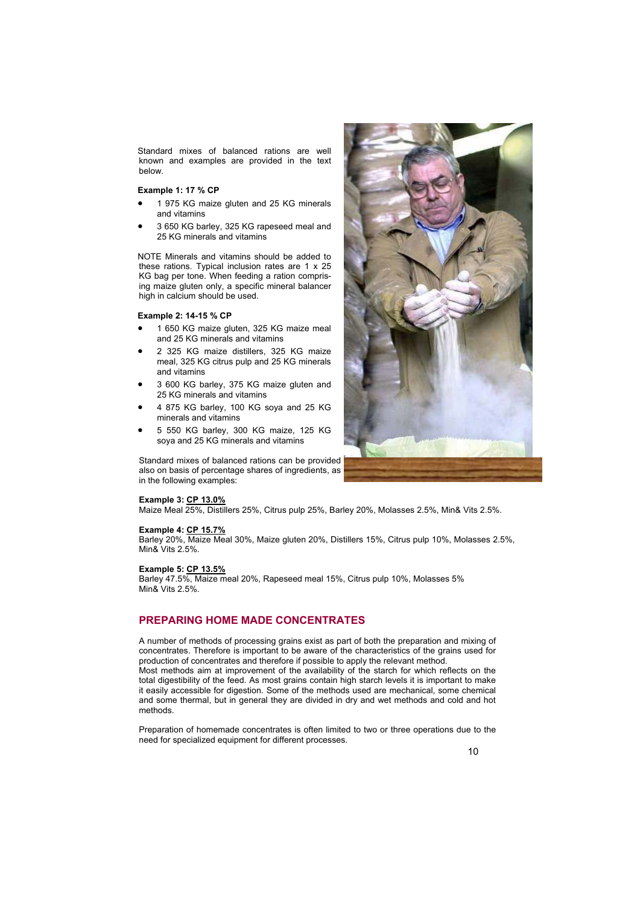Standard mixes of balanced rations are well known and examples are provided in the text below.

**Example 1: 17 % CP**

- 1 975 KG maize gluten and 25 KG minerals and vitamins
- 3 650 KG barley, 325 KG rapeseed meal and 25 KG minerals and vitamins

NOTE Minerals and vitamins should be added to these rations. Typical inclusion rates are 1 x 25 KG bag per tone. When feeding a ration comprising maize gluten only, a specific mineral balancer high in calcium should be used.

**Example 2: 14-15 % CP**

- 1 650 KG maize gluten, 325 KG maize meal and 25 KG minerals and vitamins
- 2 325 KG maize distillers, 325 KG maize meal, 325 KG citrus pulp and 25 KG minerals and vitamins
- 3 600 KG barley, 375 KG maize gluten and 25 KG minerals and vitamins
- 4 875 KG barley, 100 KG soya and 25 KG minerals and vitamins
- 5 550 KG barley, 300 KG maize, 125 KG soya and 25 KG minerals and vitamins

Standard mixes of balanced rations can be provided also on basis of percentage shares of ingredients, as in the following examples:

**Example 3: CP 13.0%**
Maize Meal 25%, Distillers 25%, Citrus pulp 25%, Barley 20%, Molasses 2.5%, Min& Vits 2.5%.

**Example 4: CP 15.7%**
Barley 20%, Maize Meal 30%, Maize gluten 20%, Distillers 15%, Citrus pulp 10%, Molasses 2.5%, Min& Vits 2.5%.

**Example 5: CP 13.5%**
Barley 47.5%, Maize meal 20%, Rapeseed meal 15%, Citrus pulp 10%, Molasses 5% Min& Vits 2.5%.

## PREPARING HOME MADE CONCENTRATES

A number of methods of processing grains exist as part of both the preparation and mixing of concentrates. Therefore is important to be aware of the characteristics of the grains used for production of concentrates and therefore if possible to apply the relevant method.
Most methods aim at improvement of the availability of the starch for which reflects on the total digestibility of the feed. As most grains contain high starch levels it is important to make it easily accessible for digestion. Some of the methods used are mechanical, some chemical and some thermal, but in general they are divided in dry and wet methods and cold and hot methods.

Preparation of homemade concentrates is often limited to two or three operations due to the need for specialized equipment for different processes.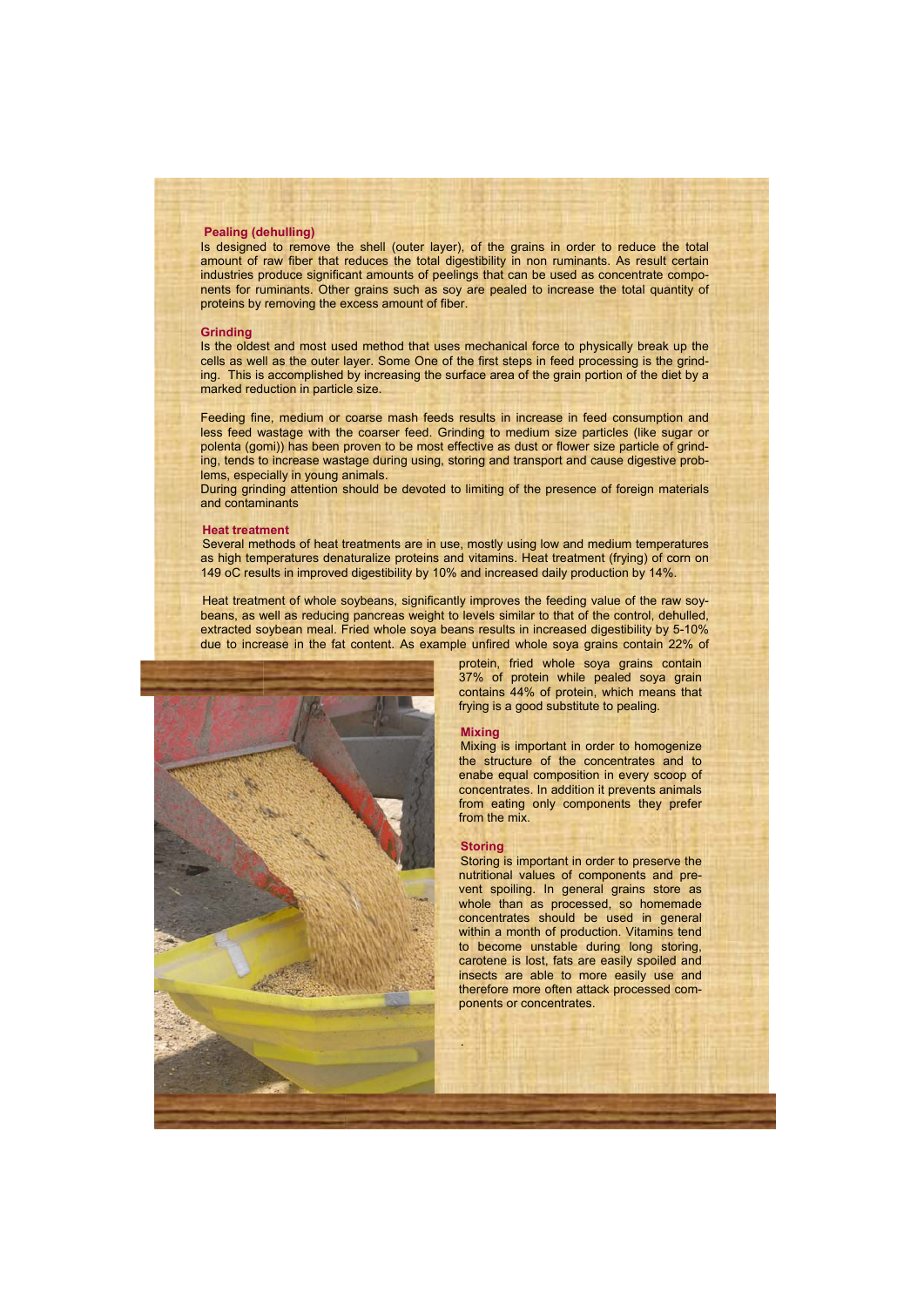### Pealing (dehulling)

Is designed to remove the shell (outer layer), of the grains in order to reduce the total amount of raw fiber that reduces the total digestibility in non ruminants. As result certain industries produce significant amounts of peelings that can be used as concentrate components for ruminants. Other grains such as soy are pealed to increase the total quantity of proteins by removing the excess amount of fiber.

### Grinding

Is the oldest and most used method that uses mechanical force to physically break up the cells as well as the outer layer. Some One of the first steps in feed processing is the grinding. This is accomplished by increasing the surface area of the grain portion of the diet by a marked reduction in particle size.

Feeding fine, medium or coarse mash feeds results in increase in feed consumption and less feed wastage with the coarser feed. Grinding to medium size particles (like sugar or polenta (gomi)) has been proven to be most effective as dust or flower size particle of grinding, tends to increase wastage during using, storing and transport and cause digestive problems, especially in young animals.

During grinding attention should be devoted to limiting of the presence of foreign materials and contaminants

### Heat treatment

Several methods of heat treatments are in use, mostly using low and medium temperatures as high temperatures denaturalize proteins and vitamins. Heat treatment (frying) of corn on 149 oC results in improved digestibility by 10% and increased daily production by 14%.

Heat treatment of whole soybeans, significantly improves the feeding value of the raw soybeans, as well as reducing pancreas weight to levels similar to that of the control, dehulled, extracted soybean meal. Fried whole soya beans results in increased digestibility by 5-10% due to increase in the fat content. As example unfried whole soya grains contain 22% of protein, fried whole soya grains contain 37% of protein while pealed soya grain contains 44% of protein, which means that frying is a good substitute to pealing.

### Mixing

Mixing is important in order to homogenize the structure of the concentrates and to enabe equal composition in every scoop of concentrates. In addition it prevents animals from eating only components they prefer from the mix.

### Storing

Storing is important in order to preserve the nutritional values of components and prevent spoiling. In general grains store as whole than as processed, so homemade concentrates should be used in general within a month of production. Vitamins tend to become unstable during long storing, carotene is lost, fats are easily spoiled and insects are able to more easily use and therefore more often attack processed components or concentrates.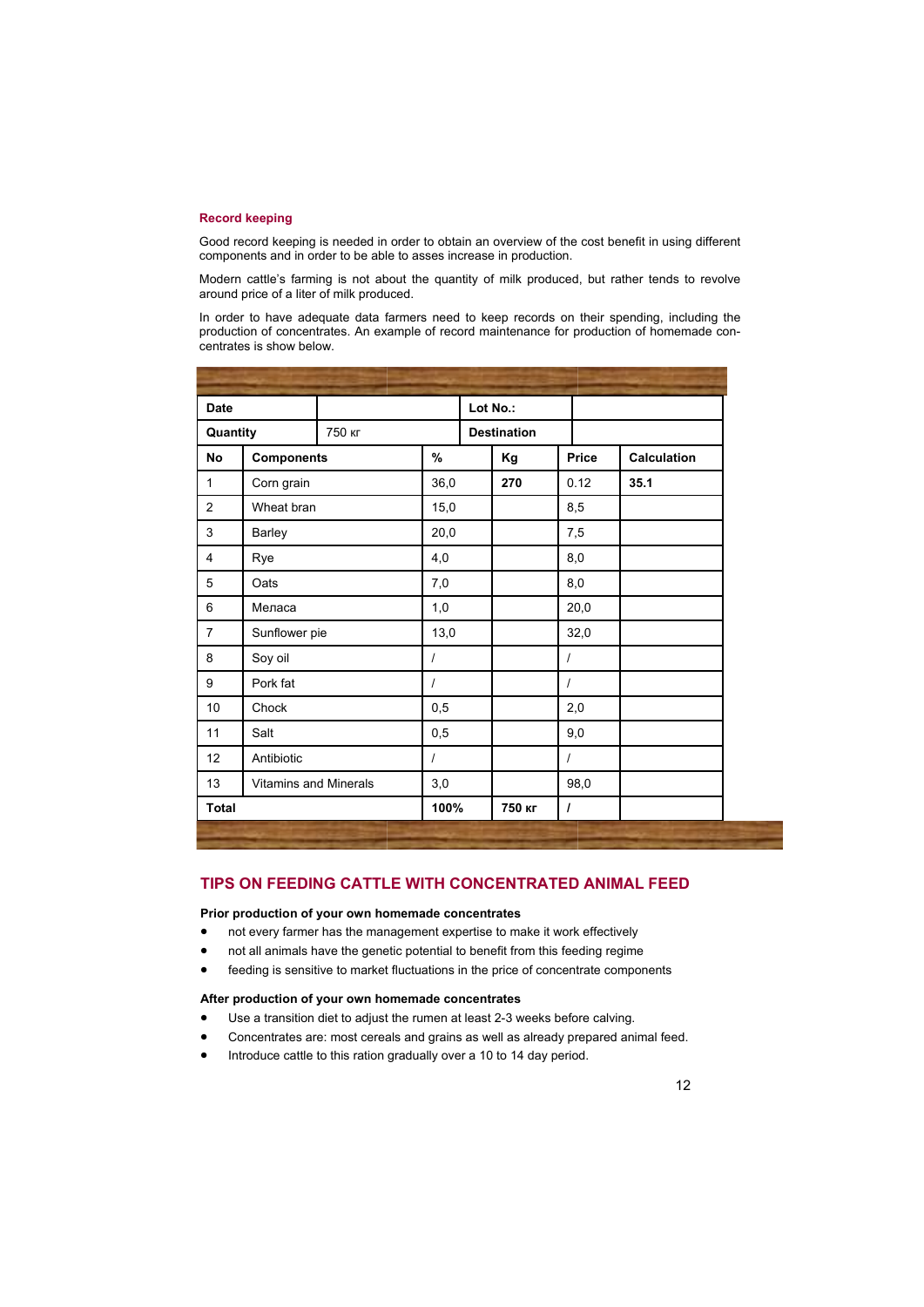### Record keeping

Good record keeping is needed in order to obtain an overview of the cost benefit in using different components and in order to be able to asses increase in production.

Modern cattle's farming is not about the quantity of milk produced, but rather tends to revolve around price of a liter of milk produced.

In order to have adequate data farmers need to keep records on their spending, including the production of concentrates. An example of record maintenance for production of homemade concentrates is show below.

| **Date** | | | **Lot No.:** | | |
|---|---|---|---|---|---|
| **Quantity** | 750 кг | | **Destination** | | |
| **No** | **Components** | **%** | **Kg** | **Price** | **Calculation** |
| 1 | Corn grain | 36,0 | **270** | 0.12 | **35.1** |
| 2 | Wheat bran | 15,0 | | 8,5 | |
| 3 | Barley | 20,0 | | 7,5 | |
| 4 | Rye | 4,0 | | 8,0 | |
| 5 | Oats | 7,0 | | 8,0 | |
| 6 | Meлaca | 1,0 | | 20,0 | |
| 7 | Sunflower pie | 13,0 | | 32,0 | |
| 8 | Soy oil | / | | / | |
| 9 | Pork fat | / | | / | |
| 10 | Chock | 0,5 | | 2,0 | |
| 11 | Salt | 0,5 | | 9,0 | |
| 12 | Antibiotic | / | | / | |
| 13 | Vitamins and Minerals | 3,0 | | 98,0 | |
| **Total** | | **100%** | **750 кг** | **/** | |

## TIPS ON FEEDING CATTLE WITH CONCENTRATED ANIMAL FEED

**Prior production of your own homemade concentrates**

- not every farmer has the management expertise to make it work effectively
- not all animals have the genetic potential to benefit from this feeding regime
- feeding is sensitive to market fluctuations in the price of concentrate components

**After production of your own homemade concentrates**

- Use a transition diet to adjust the rumen at least 2-3 weeks before calving.
- Concentrates are: most cereals and grains as well as already prepared animal feed.
- Introduce cattle to this ration gradually over a 10 to 14 day period.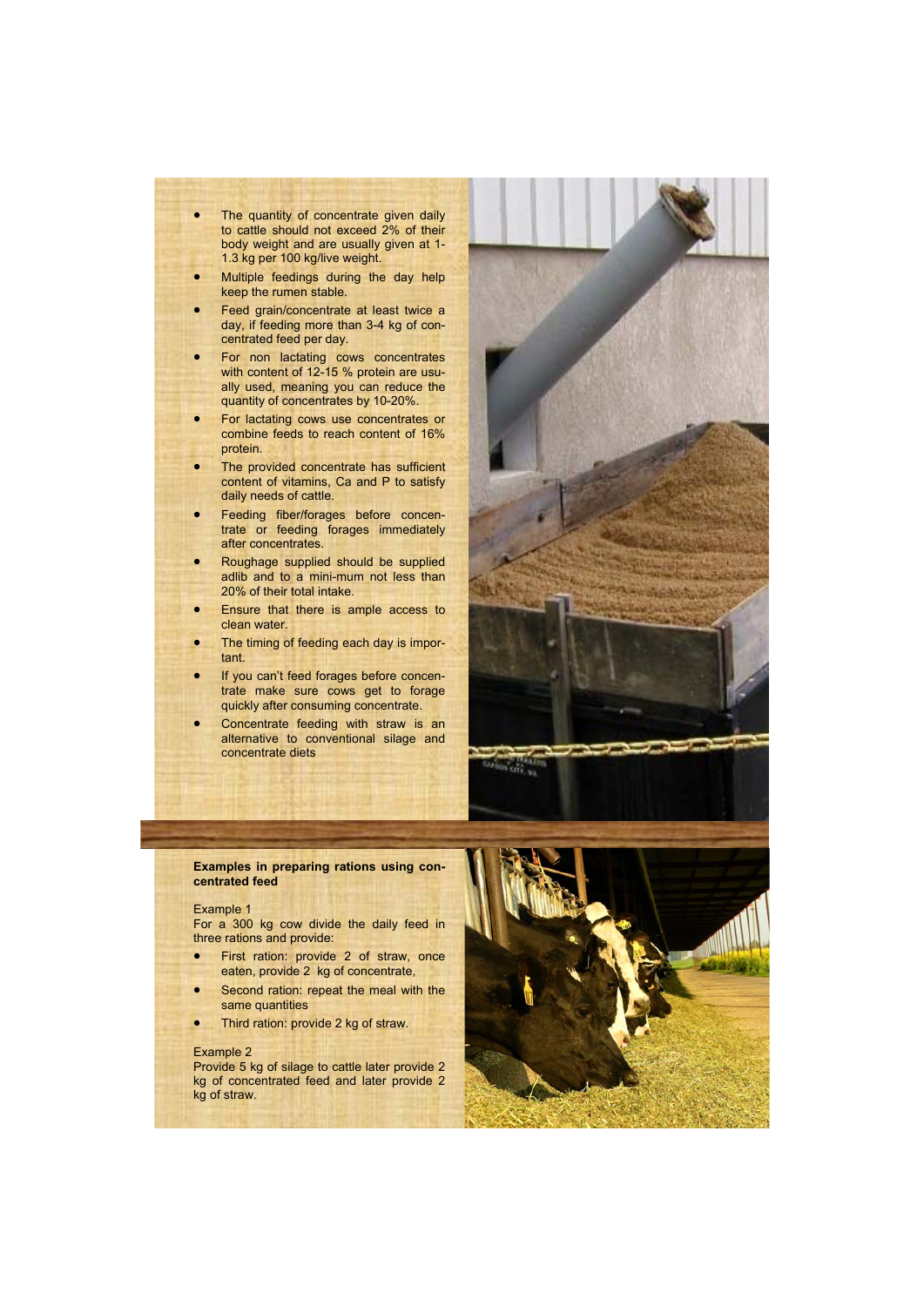- The quantity of concentrate given daily to cattle should not exceed 2% of their body weight and are usually given at 1-1.3 kg per 100 kg/live weight.
- Multiple feedings during the day help keep the rumen stable.
- Feed grain/concentrate at least twice a day, if feeding more than 3-4 kg of concentrated feed per day.
- For non lactating cows concentrates with content of 12-15 % protein are usually used, meaning you can reduce the quantity of concentrates by 10-20%.
- For lactating cows use concentrates or combine feeds to reach content of 16% protein.
- The provided concentrate has sufficient content of vitamins, Ca and P to satisfy daily needs of cattle.
- Feeding fiber/forages before concentrate or feeding forages immediately after concentrates.
- Roughage supplied should be supplied adlib and to a mini-mum not less than 20% of their total intake.
- Ensure that there is ample access to clean water.
- The timing of feeding each day is important.
- If you can't feed forages before concentrate make sure cows get to forage quickly after consuming concentrate.
- Concentrate feeding with straw is an alternative to conventional silage and concentrate diets

**Examples in preparing rations using concentrated feed**

Example 1

For a 300 kg cow divide the daily feed in three rations and provide:

- First ration: provide 2 of straw, once eaten, provide 2 kg of concentrate,
- Second ration: repeat the meal with the same quantities
- Third ration: provide 2 kg of straw.

Example 2

Provide 5 kg of silage to cattle later provide 2 kg of concentrated feed and later provide 2 kg of straw.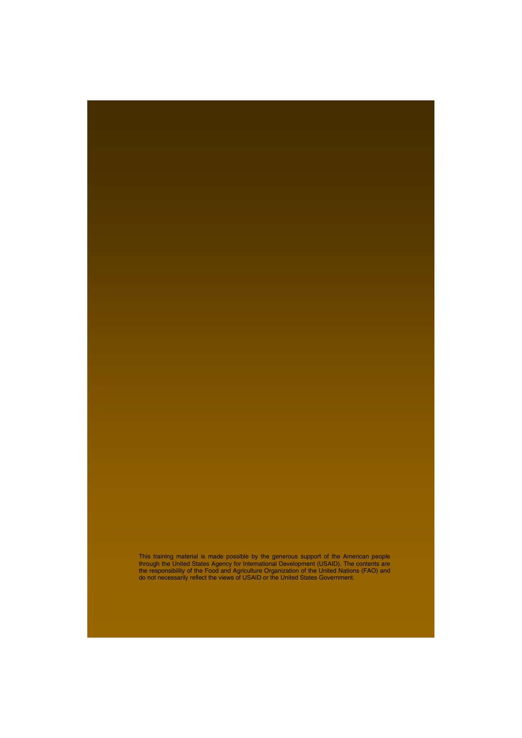This training material is made possible by the generous support of the American people through the United States Agency for International Development (USAID). The contents are the responsibility of the Food and Agriculture Organization of the United Nations (FAO) and do not necessarily reflect the views of USAID or the United States Government.